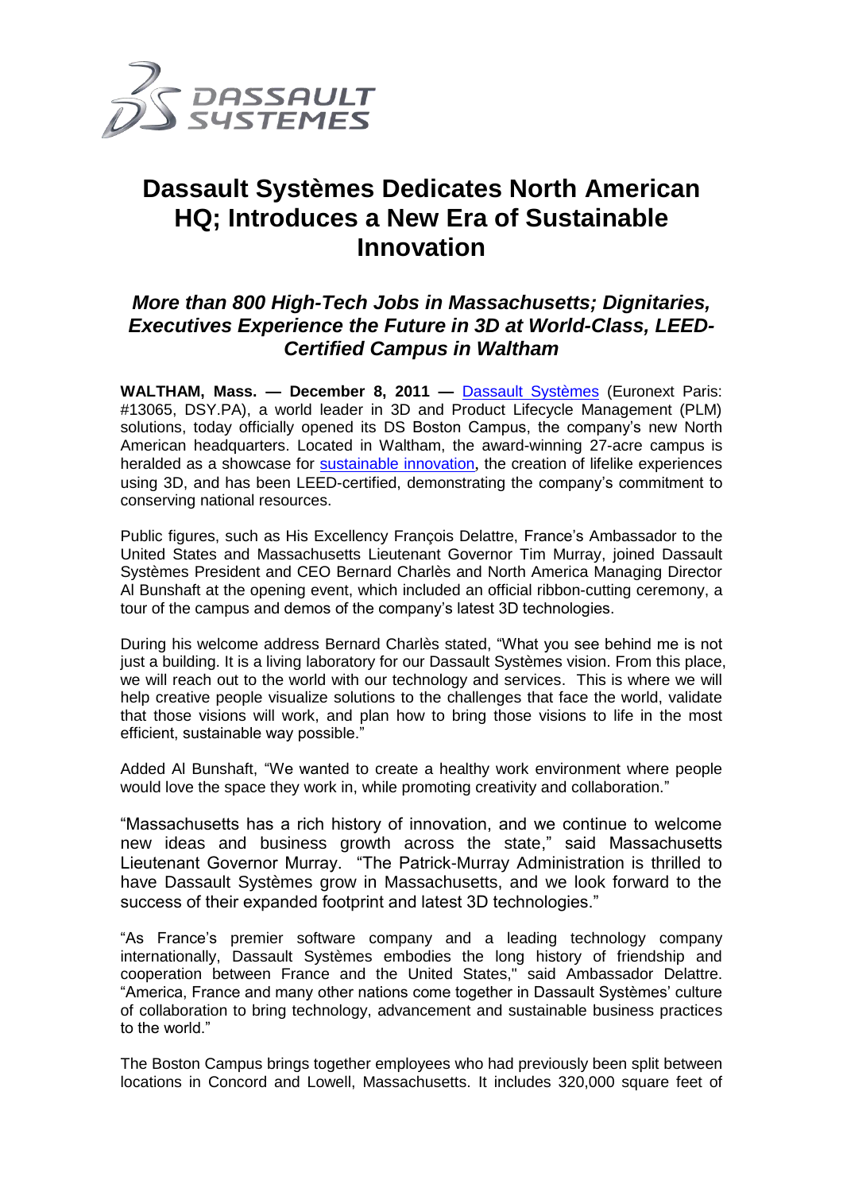# Dassault Systèmes Dedicates North American HQ; Introduces a New Era of Sustainable Innovation

## *More than 800 High-Tech Jobs in Massachusetts; Dignitaries, Executives Experience the Future in 3D at World-Class, LEED-Certified Campus in Waltham*

**WALTHAM, Mass. — December 8, 2011 —** Dassault Systèmes (Euronext Paris: #13065, DSY.PA), a world leader in 3D and Product Lifecycle Management (PLM) solutions, today officially opened its DS Boston Campus, the company's new North American headquarters. Located in Waltham, the award-winning 27-acre campus is heralded as a showcase for sustainable innovation, the creation of lifelike experiences using 3D, and has been LEED-certified, demonstrating the company's commitment to conserving national resources.

Public figures, such as His Excellency François Delattre, France's Ambassador to the United States and Massachusetts Lieutenant Governor Tim Murray, joined Dassault Systèmes President and CEO Bernard Charlès and North America Managing Director Al Bunshaft at the opening event, which included an official ribbon-cutting ceremony, a tour of the campus and demos of the company's latest 3D technologies.

During his welcome address Bernard Charlès stated, "What you see behind me is not just a building. It is a living laboratory for our Dassault Systèmes vision. From this place, we will reach out to the world with our technology and services. This is where we will help creative people visualize solutions to the challenges that face the world, validate that those visions will work, and plan how to bring those visions to life in the most efficient, sustainable way possible."

Added Al Bunshaft, "We wanted to create a healthy work environment where people would love the space they work in, while promoting creativity and collaboration."

"Massachusetts has a rich history of innovation, and we continue to welcome new ideas and business growth across the state," said Massachusetts Lieutenant Governor Murray. "The Patrick-Murray Administration is thrilled to have Dassault Systèmes grow in Massachusetts, and we look forward to the success of their expanded footprint and latest 3D technologies."

"As France's premier software company and a leading technology company internationally, Dassault Systèmes embodies the long history of friendship and cooperation between France and the United States," said Ambassador Delattre. "America, France and many other nations come together in Dassault Systèmes' culture of collaboration to bring technology, advancement and sustainable business practices to the world."

The Boston Campus brings together employees who had previously been split between locations in Concord and Lowell, Massachusetts. It includes 320,000 square feet of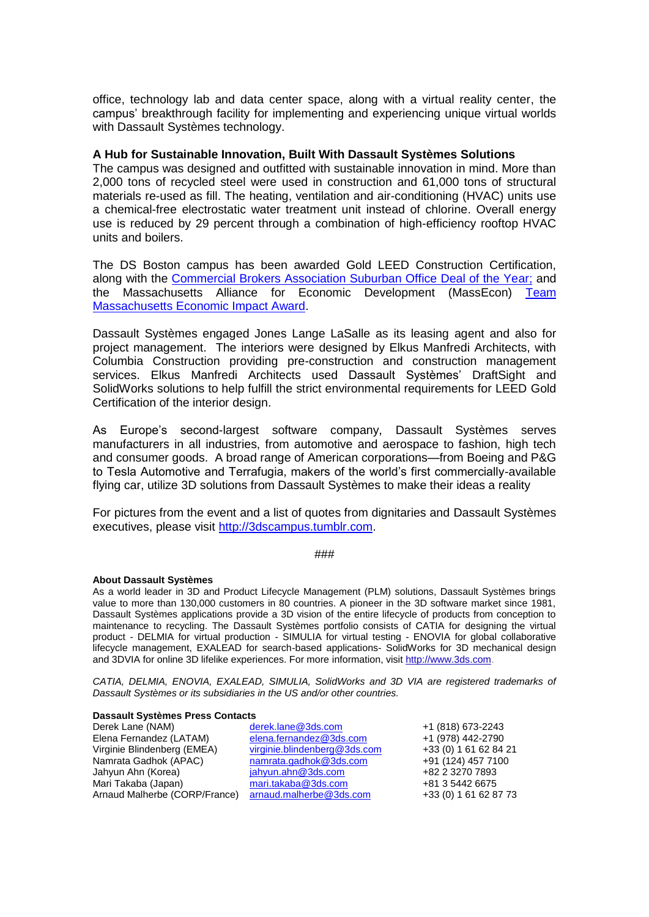office, technology lab and data center space, along with a virtual reality center, the campus' breakthrough facility for implementing and experiencing unique virtual worlds with Dassault Systèmes technology.

**A Hub for Sustainable Innovation, Built With Dassault Systèmes Solutions**

The campus was designed and outfitted with sustainable innovation in mind. More than 2,000 tons of recycled steel were used in construction and 61,000 tons of structural materials re-used as fill. The heating, ventilation and air-conditioning (HVAC) units use a chemical-free electrostatic water treatment unit instead of chlorine. Overall energy use is reduced by 29 percent through a combination of high-efficiency rooftop HVAC units and boilers.

The DS Boston campus has been awarded Gold LEED Construction Certification, along with the Commercial Brokers Association Suburban Office Deal of the Year; and the Massachusetts Alliance for Economic Development (MassEcon) Team Massachusetts Economic Impact Award.

Dassault Systèmes engaged Jones Lange LaSalle as its leasing agent and also for project management. The interiors were designed by Elkus Manfredi Architects, with Columbia Construction providing pre-construction and construction management services. Elkus Manfredi Architects used Dassault Systèmes' DraftSight and SolidWorks solutions to help fulfill the strict environmental requirements for LEED Gold Certification of the interior design.

As Europe's second-largest software company, Dassault Systèmes serves manufacturers in all industries, from automotive and aerospace to fashion, high tech and consumer goods. A broad range of American corporations—from Boeing and P&G to Tesla Automotive and Terrafugia, makers of the world's first commercially-available flying car, utilize 3D solutions from Dassault Systèmes to make their ideas a reality

For pictures from the event and a list of quotes from dignitaries and Dassault Systèmes executives, please visit http://3dscampus.tumblr.com.

###

**About Dassault Systèmes**

As a world leader in 3D and Product Lifecycle Management (PLM) solutions, Dassault Systèmes brings value to more than 130,000 customers in 80 countries. A pioneer in the 3D software market since 1981, Dassault Systèmes applications provide a 3D vision of the entire lifecycle of products from conception to maintenance to recycling. The Dassault Systèmes portfolio consists of CATIA for designing the virtual product - DELMIA for virtual production - SIMULIA for virtual testing - ENOVIA for global collaborative lifecycle management, EXALEAD for search-based applications- SolidWorks for 3D mechanical design and 3DVIA for online 3D lifelike experiences. For more information, visit http://www.3ds.com.

*CATIA, DELMIA, ENOVIA, EXALEAD, SIMULIA, SolidWorks and 3D VIA are registered trademarks of Dassault Systèmes or its subsidiaries in the US and/or other countries.*

**Dassault Systèmes Press Contacts**

| | | |
|---|---|---|
| Derek Lane (NAM) | derek.lane@3ds.com | +1 (818) 673-2243 |
| Elena Fernandez (LATAM) | elena.fernandez@3ds.com | +1 (978) 442-2790 |
| Virginie Blindenberg (EMEA) | virginie.blindenberg@3ds.com | +33 (0) 1 61 62 84 21 |
| Namrata Gadhok (APAC) | namrata.gadhok@3ds.com | +91 (124) 457 7100 |
| Jahyun Ahn (Korea) | jahyun.ahn@3ds.com | +82 2 3270 7893 |
| Mari Takaba (Japan) | mari.takaba@3ds.com | +81 3 5442 6675 |
| Arnaud Malherbe (CORP/France) | arnaud.malherbe@3ds.com | +33 (0) 1 61 62 87 73 |